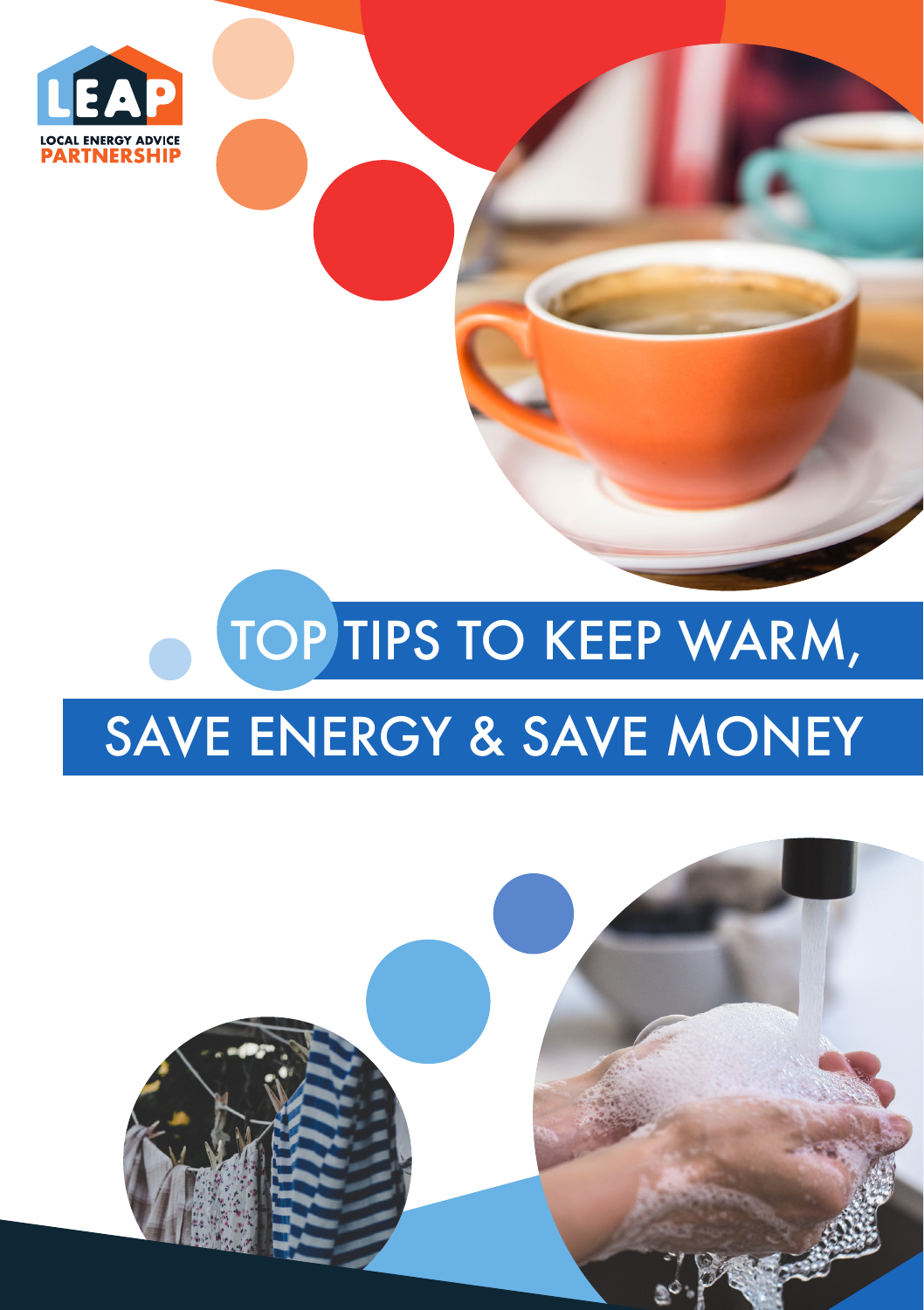LEAP

LOCAL ENERGY ADVICE PARTNERSHIP

# TOP TIPS TO KEEP WARM, SAVE ENERGY & SAVE MONEY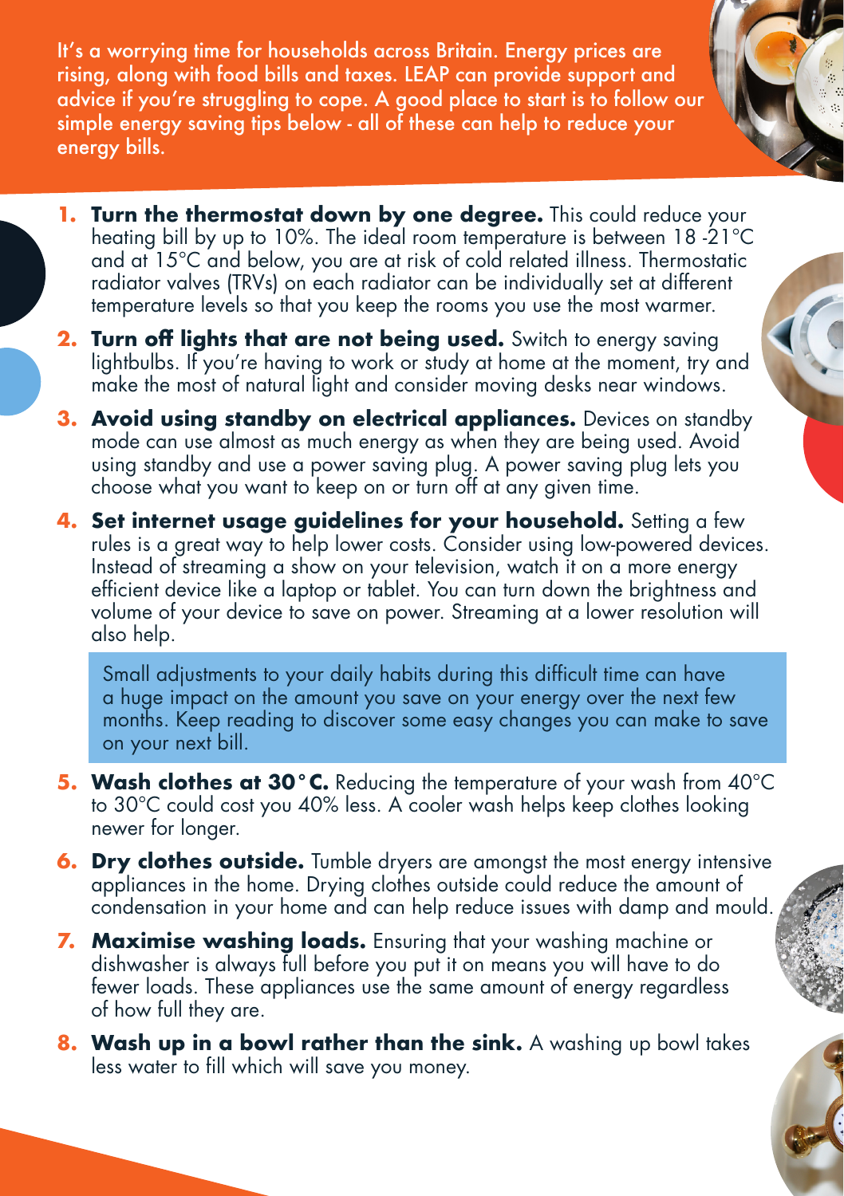It's a worrying time for households across Britain. Energy prices are rising, along with food bills and taxes. LEAP can provide support and advice if you're struggling to cope. A good place to start is to follow our simple energy saving tips below - all of these can help to reduce your energy bills.

1. **Turn the thermostat down by one degree.** This could reduce your heating bill by up to 10%. The ideal room temperature is between 18 -21°C and at 15°C and below, you are at risk of cold related illness. Thermostatic radiator valves (TRVs) on each radiator can be individually set at different temperature levels so that you keep the rooms you use the most warmer.
2. **Turn off lights that are not being used.** Switch to energy saving lightbulbs. If you're having to work or study at home at the moment, try and make the most of natural light and consider moving desks near windows.
3. **Avoid using standby on electrical appliances.** Devices on standby mode can use almost as much energy as when they are being used. Avoid using standby and use a power saving plug. A power saving plug lets you choose what you want to keep on or turn off at any given time.
4. **Set internet usage guidelines for your household.** Setting a few rules is a great way to help lower costs. Consider using low-powered devices. Instead of streaming a show on your television, watch it on a more energy efficient device like a laptop or tablet. You can turn down the brightness and volume of your device to save on power. Streaming at a lower resolution will also help.

Small adjustments to your daily habits during this difficult time can have a huge impact on the amount you save on your energy over the next few months. Keep reading to discover some easy changes you can make to save on your next bill.

5. **Wash clothes at 30°C.** Reducing the temperature of your wash from 40°C to 30°C could cost you 40% less. A cooler wash helps keep clothes looking newer for longer.
6. **Dry clothes outside.** Tumble dryers are amongst the most energy intensive appliances in the home. Drying clothes outside could reduce the amount of condensation in your home and can help reduce issues with damp and mould.
7. **Maximise washing loads.** Ensuring that your washing machine or dishwasher is always full before you put it on means you will have to do fewer loads. These appliances use the same amount of energy regardless of how full they are.
8. **Wash up in a bowl rather than the sink.** A washing up bowl takes less water to fill which will save you money.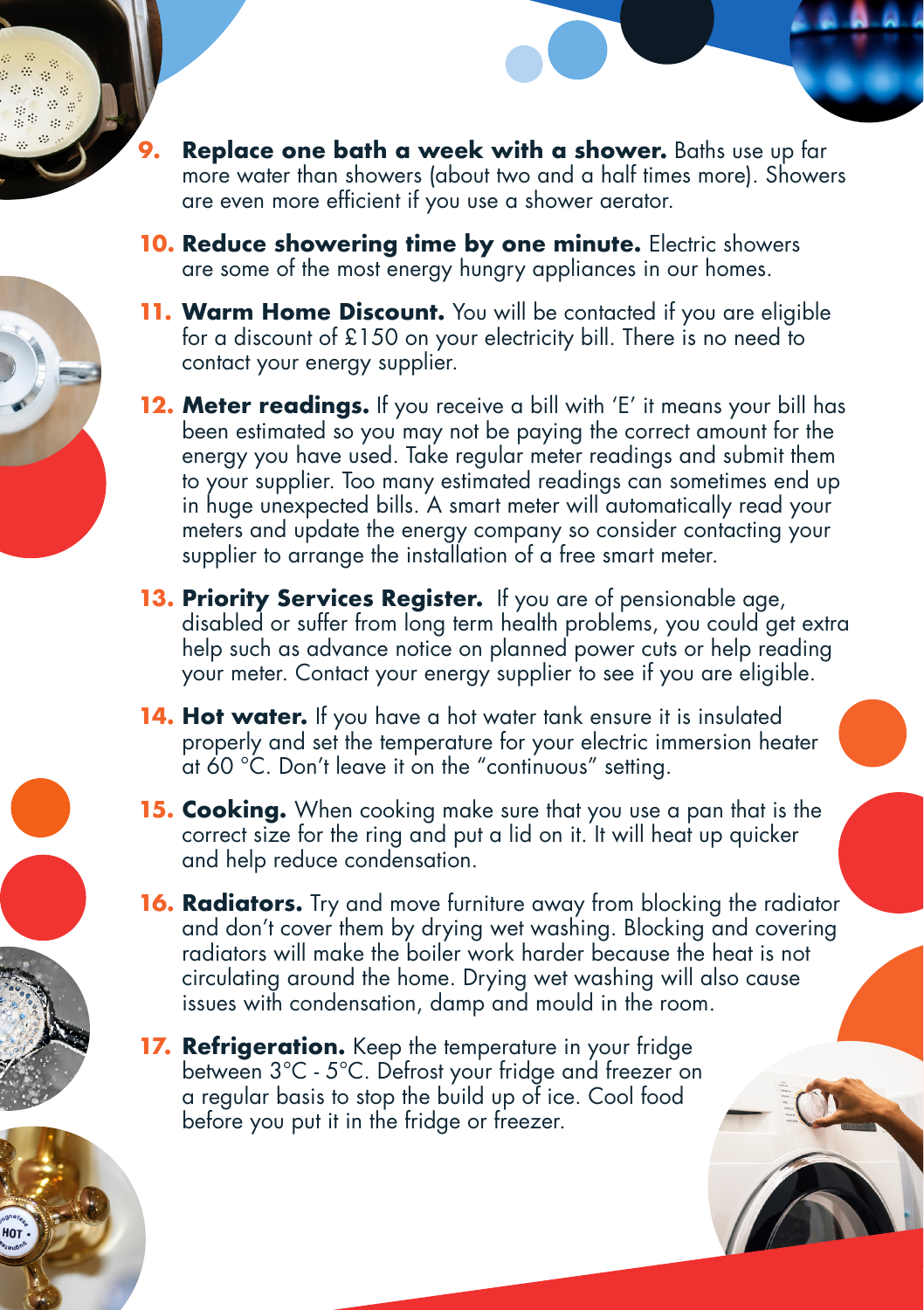9. **Replace one bath a week with a shower.** Baths use up far more water than showers (about two and a half times more). Showers are even more efficient if you use a shower aerator.

10. **Reduce showering time by one minute.** Electric showers are some of the most energy hungry appliances in our homes.

11. **Warm Home Discount.** You will be contacted if you are eligible for a discount of £150 on your electricity bill. There is no need to contact your energy supplier.

12. **Meter readings.** If you receive a bill with 'E' it means your bill has been estimated so you may not be paying the correct amount for the energy you have used. Take regular meter readings and submit them to your supplier. Too many estimated readings can sometimes end up in huge unexpected bills. A smart meter will automatically read your meters and update the energy company so consider contacting your supplier to arrange the installation of a free smart meter.

13. **Priority Services Register.** If you are of pensionable age, disabled or suffer from long term health problems, you could get extra help such as advance notice on planned power cuts or help reading your meter. Contact your energy supplier to see if you are eligible.

14. **Hot water.** If you have a hot water tank ensure it is insulated properly and set the temperature for your electric immersion heater at 60 °C. Don't leave it on the "continuous" setting.

15. **Cooking.** When cooking make sure that you use a pan that is the correct size for the ring and put a lid on it. It will heat up quicker and help reduce condensation.

16. **Radiators.** Try and move furniture away from blocking the radiator and don't cover them by drying wet washing. Blocking and covering radiators will make the boiler work harder because the heat is not circulating around the home. Drying wet washing will also cause issues with condensation, damp and mould in the room.

17. **Refrigeration.** Keep the temperature in your fridge between 3°C - 5°C. Defrost your fridge and freezer on a regular basis to stop the build up of ice. Cool food before you put it in the fridge or freezer.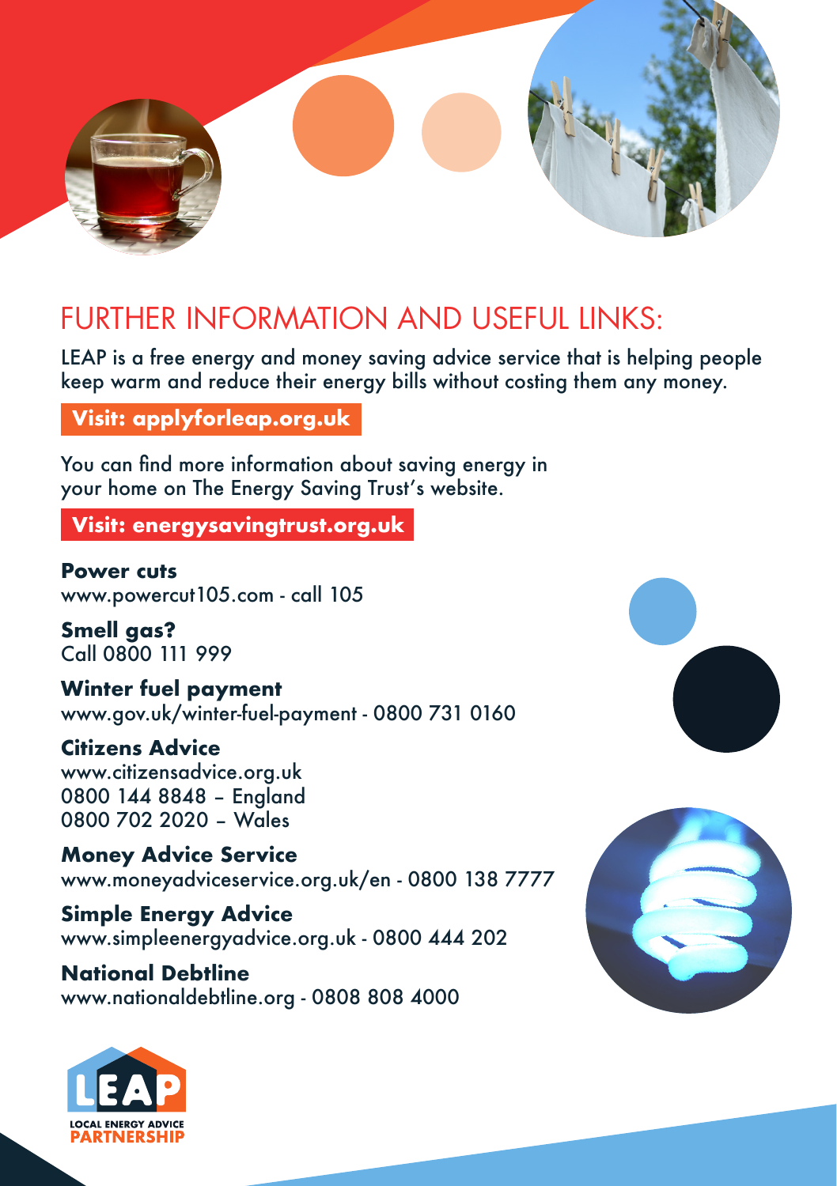# FURTHER INFORMATION AND USEFUL LINKS:

LEAP is a free energy and money saving advice service that is helping people keep warm and reduce their energy bills without costing them any money.

**Visit: applyforleap.org.uk**

You can find more information about saving energy in your home on The Energy Saving Trust's website.

**Visit: energysavingtrust.org.uk**

**Power cuts**
www.powercut105.com - call 105

**Smell gas?**
Call 0800 111 999

**Winter fuel payment**
www.gov.uk/winter-fuel-payment - 0800 731 0160

**Citizens Advice**
www.citizensadvice.org.uk
0800 144 8848 – England
0800 702 2020 – Wales

**Money Advice Service**
www.moneyadviceservice.org.uk/en - 0800 138 7777

**Simple Energy Advice**
www.simpleenergyadvice.org.uk - 0800 444 202

**National Debtline**
www.nationaldebtline.org - 0808 808 4000

LEAP
LOCAL ENERGY ADVICE PARTNERSHIP